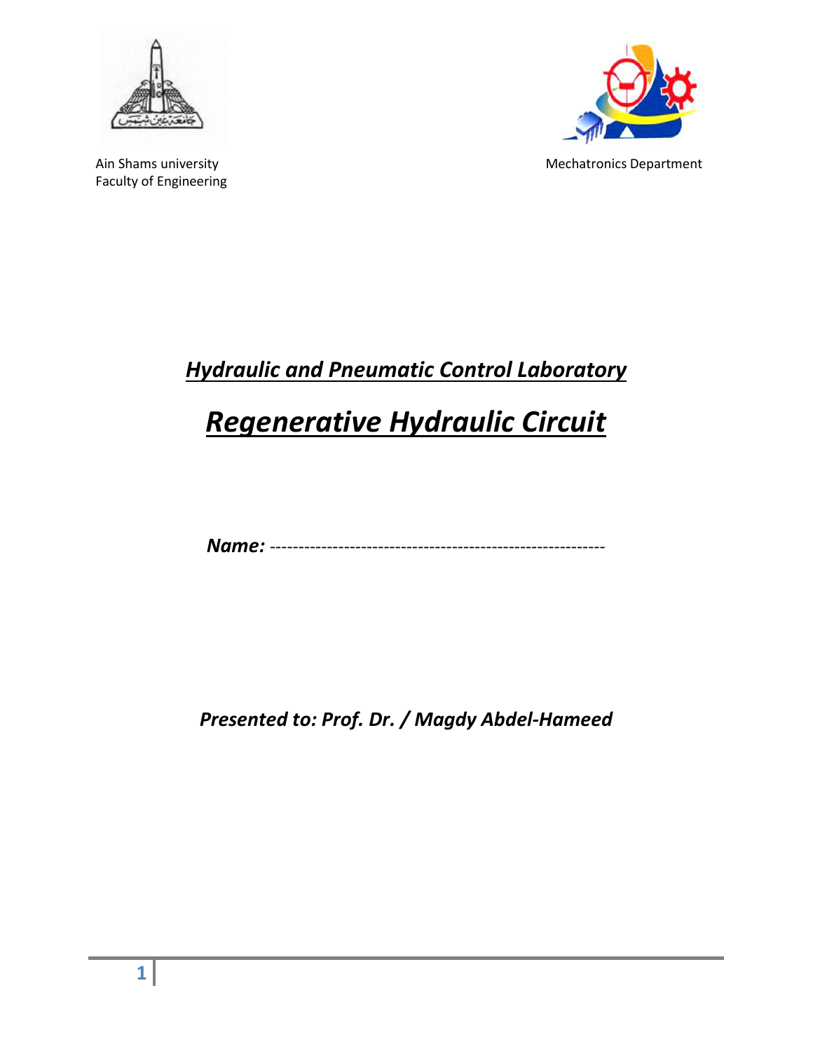Ain Shams university
Faculty of Engineering

Mechatronics Department

***Hydraulic and Pneumatic Control Laboratory***

# ***Regenerative Hydraulic Circuit***

***Name:*** ----------------------------------------------------------

***Presented to: Prof. Dr. / Magdy Abdel-Hameed***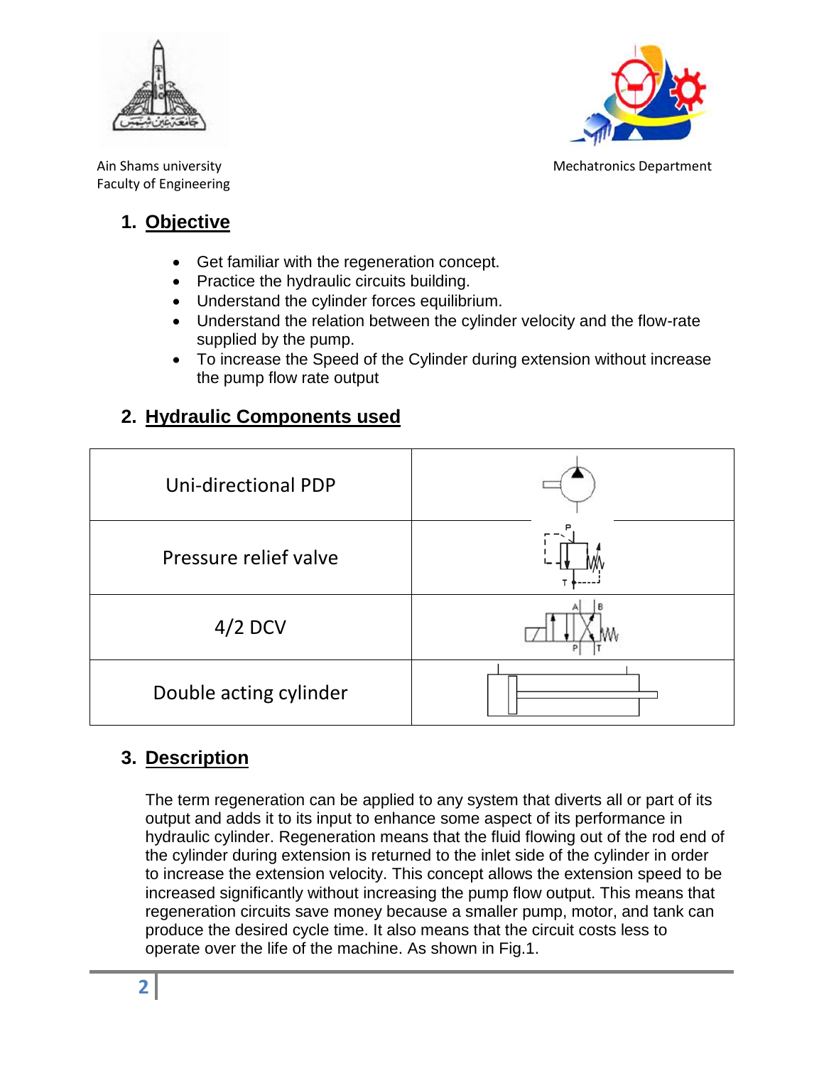Ain Shams university
Faculty of Engineering

Mechatronics Department

## 1. Objective

- Get familiar with the regeneration concept.
- Practice the hydraulic circuits building.
- Understand the cylinder forces equilibrium.
- Understand the relation between the cylinder velocity and the flow-rate supplied by the pump.
- To increase the Speed of the Cylinder during extension without increase the pump flow rate output

## 2. Hydraulic Components used

| Component | Symbol |
|---|---|
| Uni-directional PDP | |
| Pressure relief valve | |
| 4/2 DCV | |
| Double acting cylinder | |

## 3. Description

The term regeneration can be applied to any system that diverts all or part of its output and adds it to its input to enhance some aspect of its performance in hydraulic cylinder. Regeneration means that the fluid flowing out of the rod end of the cylinder during extension is returned to the inlet side of the cylinder in order to increase the extension velocity. This concept allows the extension speed to be increased significantly without increasing the pump flow output. This means that regeneration circuits save money because a smaller pump, motor, and tank can produce the desired cycle time. It also means that the circuit costs less to operate over the life of the machine. As shown in Fig.1.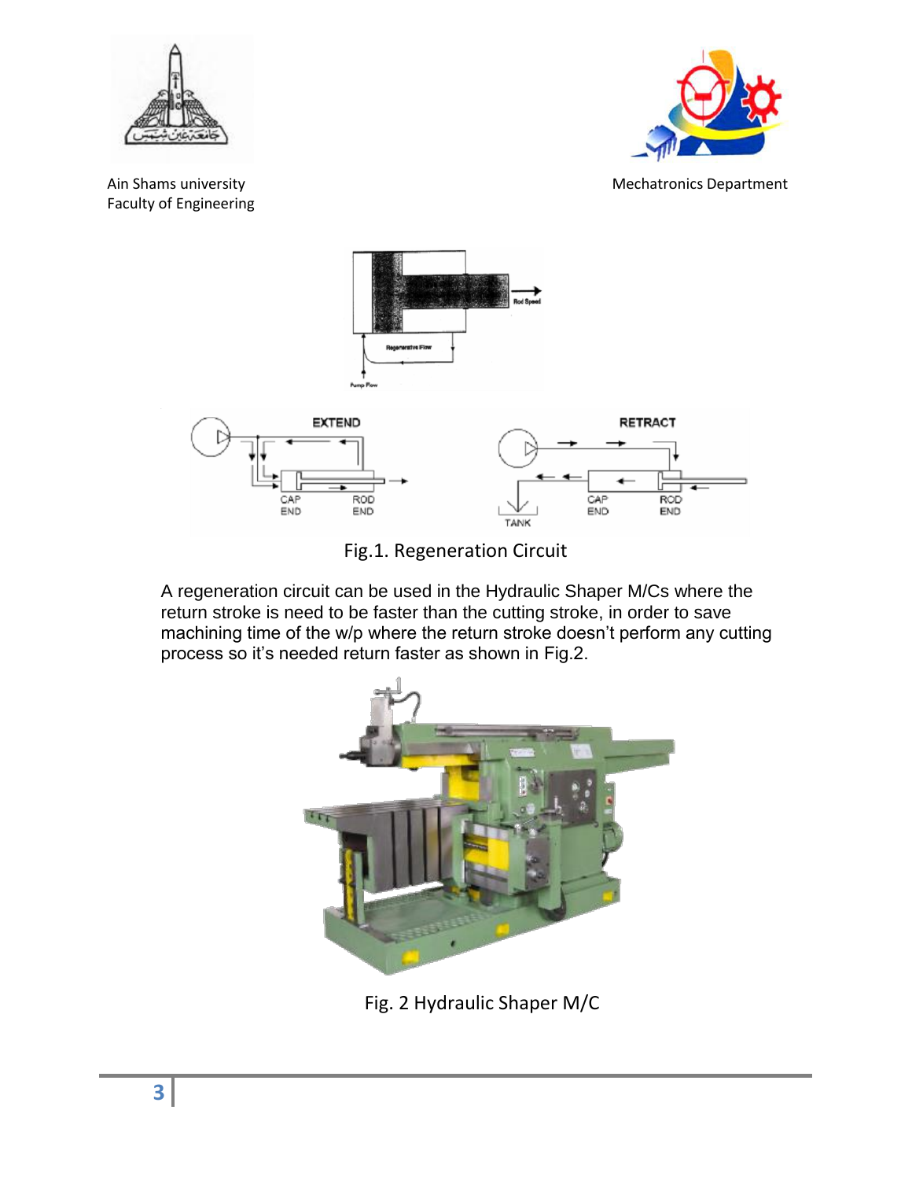Ain Shams university
Faculty of Engineering

Mechatronics Department

Fig.1. Regeneration Circuit

A regeneration circuit can be used in the Hydraulic Shaper M/Cs where the return stroke is need to be faster than the cutting stroke, in order to save machining time of the w/p where the return stroke doesn't perform any cutting process so it's needed return faster as shown in Fig.2.

Fig. 2 Hydraulic Shaper M/C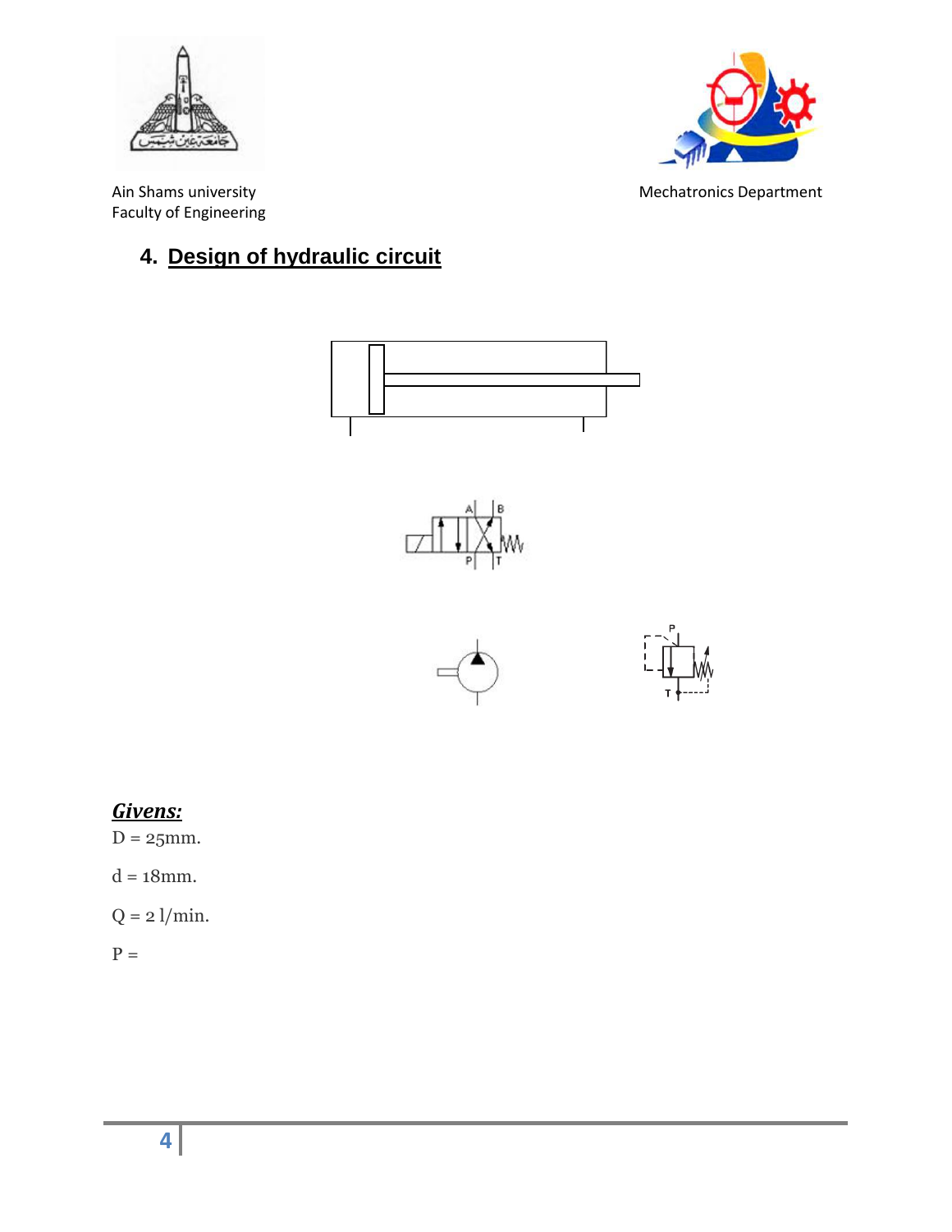Ain Shams university
Faculty of Engineering

Mechatronics Department

## 4. Design of hydraulic circuit

A B
P T

P
T

### ***Givens:***

D = 25mm.

d = 18mm.

Q = 2 l/min.

P =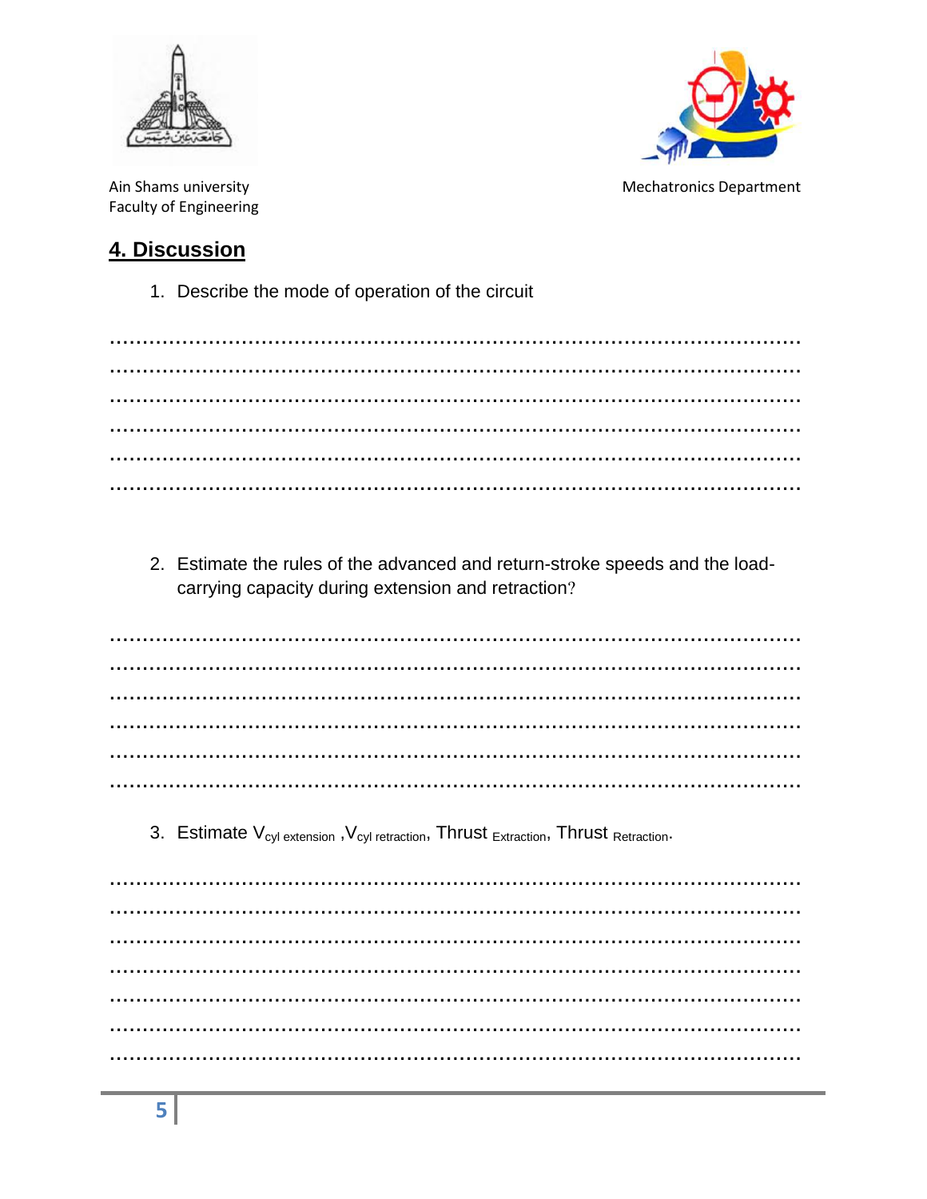## 4. Discussion

1. Describe the mode of operation of the circuit

…………………………………………………………………………………………………
…………………………………………………………………………………………………
…………………………………………………………………………………………………
…………………………………………………………………………………………………
…………………………………………………………………………………………………
…………………………………………………………………………………………………

2. Estimate the rules of the advanced and return-stroke speeds and the load-carrying capacity during extension and retraction?

…………………………………………………………………………………………………
…………………………………………………………………………………………………
…………………………………………………………………………………………………
…………………………………………………………………………………………………
…………………………………………………………………………………………………
…………………………………………………………………………………………………

3. Estimate $V_{cyl\ extension}$ ,$V_{cyl\ retraction}$, $Thrust_{Extraction}$, $Thrust_{Retraction}$.

…………………………………………………………………………………………………
…………………………………………………………………………………………………
…………………………………………………………………………………………………
…………………………………………………………………………………………………
…………………………………………………………………………………………………
…………………………………………………………………………………………………
…………………………………………………………………………………………………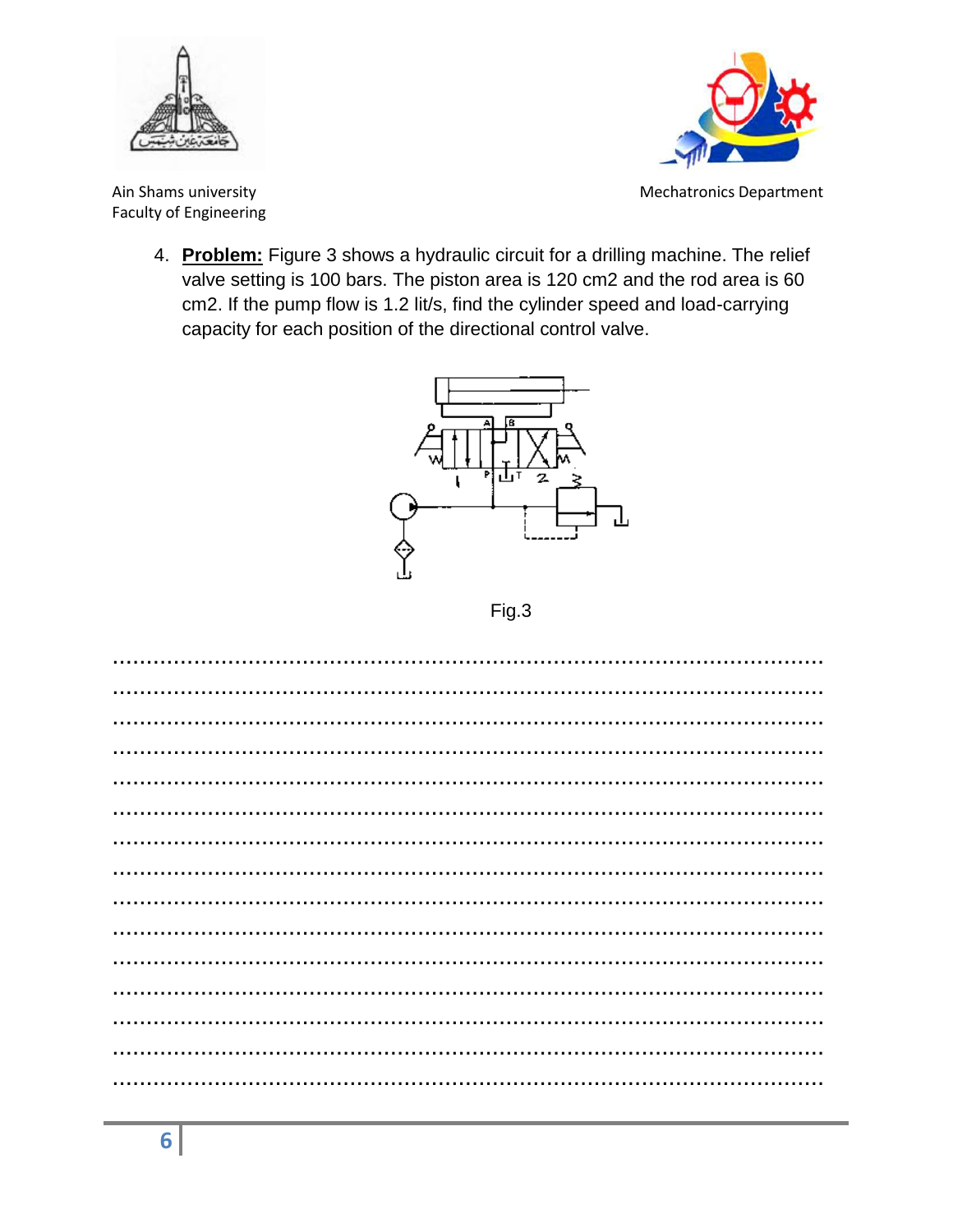Ain Shams university
Faculty of Engineering

Mechatronics Department

4. **Problem:** Figure 3 shows a hydraulic circuit for a drilling machine. The relief valve setting is 100 bars. The piston area is 120 cm2 and the rod area is 60 cm2. If the pump flow is 1.2 lit/s, find the cylinder speed and load-carrying capacity for each position of the directional control valve.

Fig.3